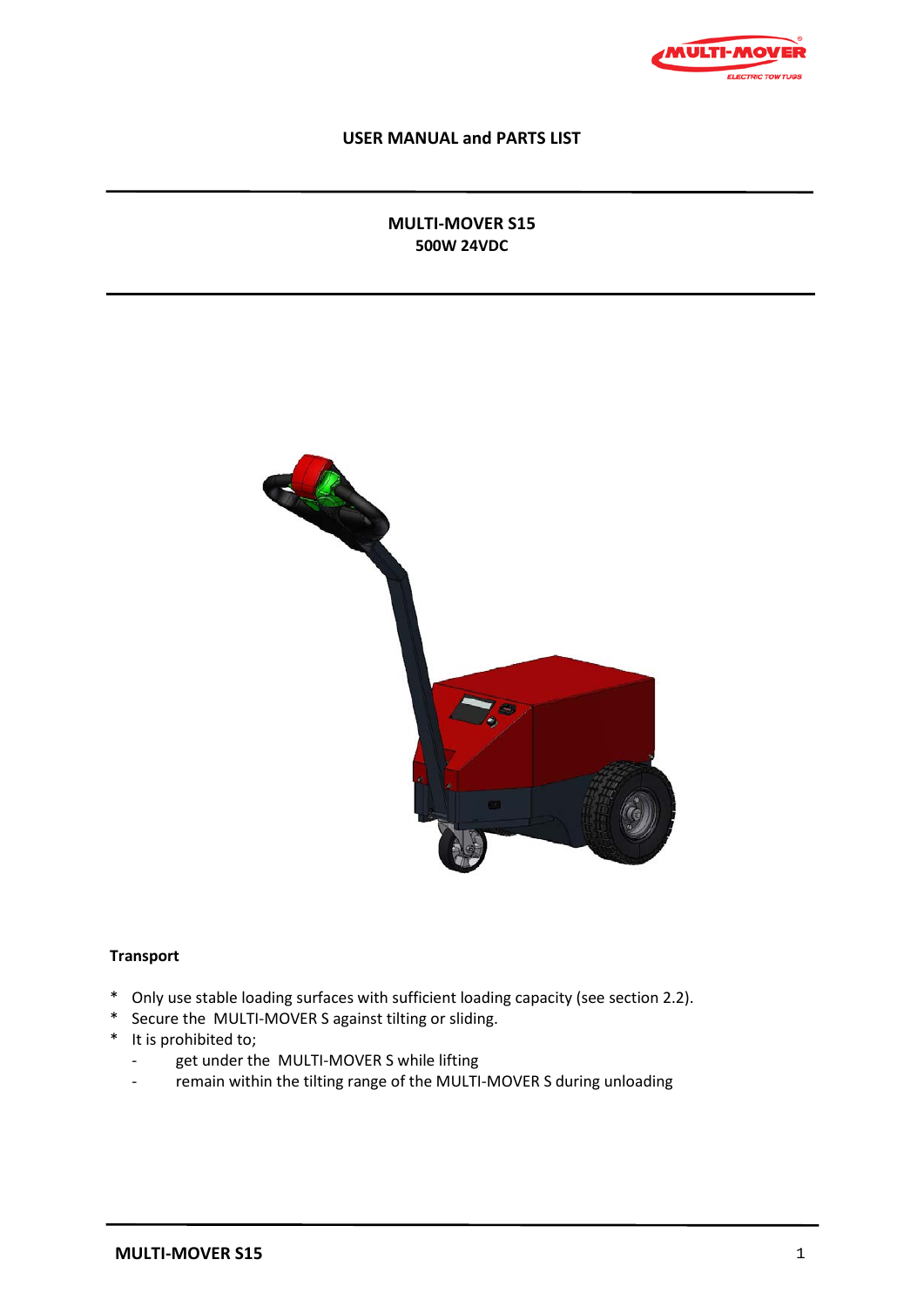# USER MANUAL and PARTS LIST

## MULTI-MOVER S15
**500W 24VDC**

### Transport

* Only use stable loading surfaces with sufficient loading capacity (see section 2.2).
* Secure the MULTI-MOVER S against tilting or sliding.
* It is prohibited to;
  - get under the MULTI-MOVER S while lifting
  - remain within the tilting range of the MULTI-MOVER S during unloading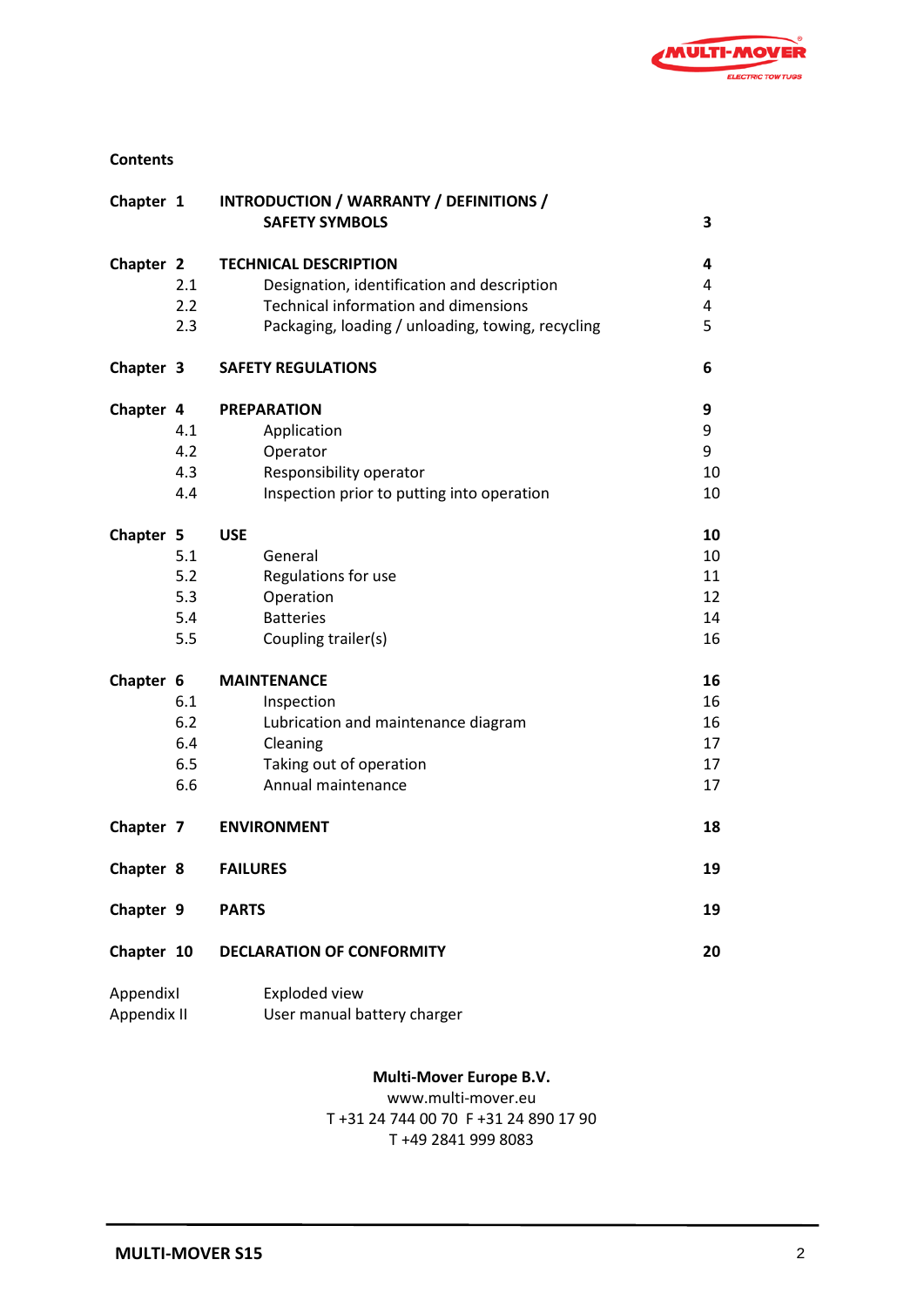**Contents**

| | | |
|---|---|---|
| **Chapter 1** | **INTRODUCTION / WARRANTY / DEFINITIONS / SAFETY SYMBOLS** | **3** |
| **Chapter 2** | **TECHNICAL DESCRIPTION** | **4** |
| 2.1 | Designation, identification and description | 4 |
| 2.2 | Technical information and dimensions | 4 |
| 2.3 | Packaging, loading / unloading, towing, recycling | 5 |
| **Chapter 3** | **SAFETY REGULATIONS** | **6** |
| **Chapter 4** | **PREPARATION** | **9** |
| 4.1 | Application | 9 |
| 4.2 | Operator | 9 |
| 4.3 | Responsibility operator | 10 |
| 4.4 | Inspection prior to putting into operation | 10 |
| **Chapter 5** | **USE** | **10** |
| 5.1 | General | 10 |
| 5.2 | Regulations for use | 11 |
| 5.3 | Operation | 12 |
| 5.4 | Batteries | 14 |
| 5.5 | Coupling trailer(s) | 16 |
| **Chapter 6** | **MAINTENANCE** | **16** |
| 6.1 | Inspection | 16 |
| 6.2 | Lubrication and maintenance diagram | 16 |
| 6.4 | Cleaning | 17 |
| 6.5 | Taking out of operation | 17 |
| 6.6 | Annual maintenance | 17 |
| **Chapter 7** | **ENVIRONMENT** | **18** |
| **Chapter 8** | **FAILURES** | **19** |
| **Chapter 9** | **PARTS** | **19** |
| **Chapter 10** | **DECLARATION OF CONFORMITY** | **20** |
| AppendixI | Exploded view | |
| Appendix II | User manual battery charger | |

**Multi-Mover Europe B.V.**
www.multi-mover.eu
T +31 24 744 00 70 F +31 24 890 17 90
T +49 2841 999 8083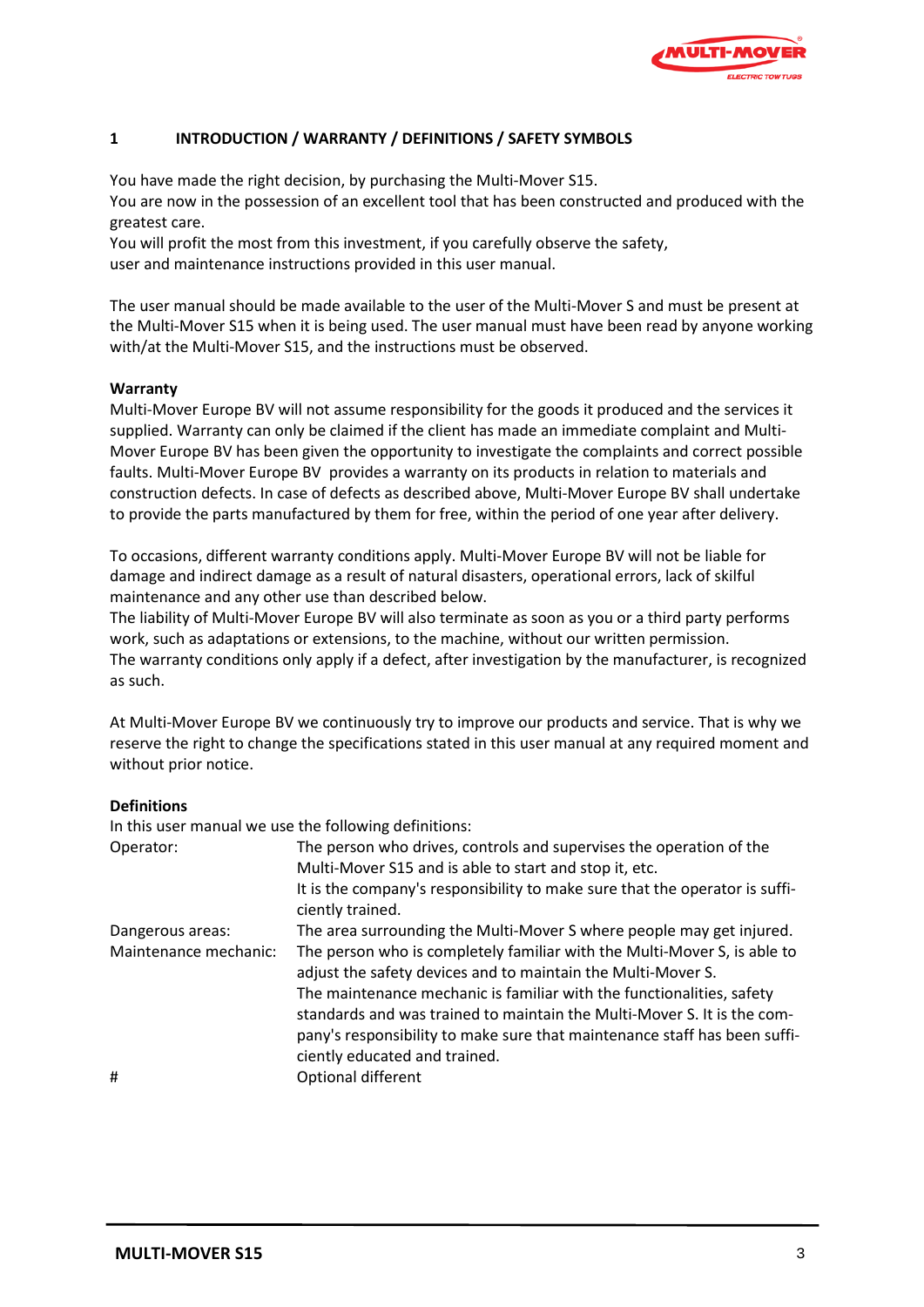# 1 INTRODUCTION / WARRANTY / DEFINITIONS / SAFETY SYMBOLS

You have made the right decision, by purchasing the Multi-Mover S15.
You are now in the possession of an excellent tool that has been constructed and produced with the greatest care.
You will profit the most from this investment, if you carefully observe the safety, user and maintenance instructions provided in this user manual.

The user manual should be made available to the user of the Multi-Mover S and must be present at the Multi-Mover S15 when it is being used. The user manual must have been read by anyone working with/at the Multi-Mover S15, and the instructions must be observed.

**Warranty**
Multi-Mover Europe BV will not assume responsibility for the goods it produced and the services it supplied. Warranty can only be claimed if the client has made an immediate complaint and Multi-Mover Europe BV has been given the opportunity to investigate the complaints and correct possible faults. Multi-Mover Europe BV provides a warranty on its products in relation to materials and construction defects. In case of defects as described above, Multi-Mover Europe BV shall undertake to provide the parts manufactured by them for free, within the period of one year after delivery.

To occasions, different warranty conditions apply. Multi-Mover Europe BV will not be liable for damage and indirect damage as a result of natural disasters, operational errors, lack of skilful maintenance and any other use than described below.
The liability of Multi-Mover Europe BV will also terminate as soon as you or a third party performs work, such as adaptations or extensions, to the machine, without our written permission.
The warranty conditions only apply if a defect, after investigation by the manufacturer, is recognized as such.

At Multi-Mover Europe BV we continuously try to improve our products and service. That is why we reserve the right to change the specifications stated in this user manual at any required moment and without prior notice.

**Definitions**
In this user manual we use the following definitions:

| | |
|---|---|
| Operator: | The person who drives, controls and supervises the operation of the Multi-Mover S15 and is able to start and stop it, etc. It is the company's responsibility to make sure that the operator is sufficiently trained. |
| Dangerous areas: | The area surrounding the Multi-Mover S where people may get injured. |
| Maintenance mechanic: | The person who is completely familiar with the Multi-Mover S, is able to adjust the safety devices and to maintain the Multi-Mover S. The maintenance mechanic is familiar with the functionalities, safety standards and was trained to maintain the Multi-Mover S. It is the company's responsibility to make sure that maintenance staff has been sufficiently educated and trained. |
| # | Optional different |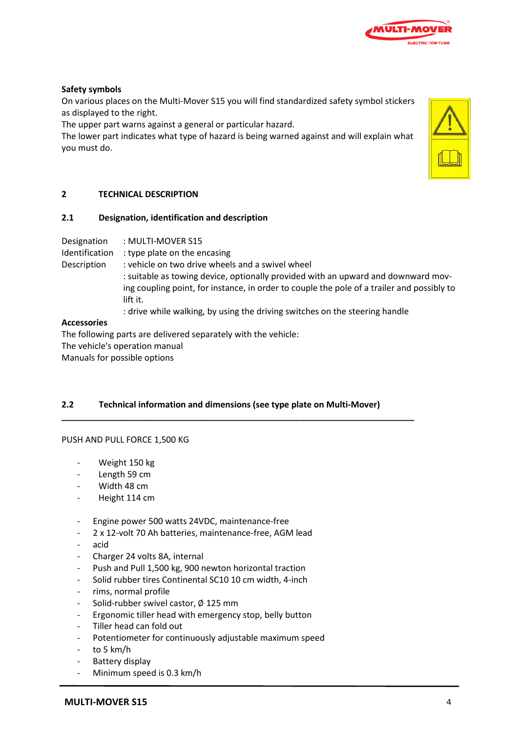**Safety symbols**

On various places on the Multi-Mover S15 you will find standardized safety symbol stickers as displayed to the right.

The upper part warns against a general or particular hazard.

The lower part indicates what type of hazard is being warned against and will explain what you must do.

## 2 TECHNICAL DESCRIPTION

### 2.1 Designation, identification and description

Designation : MULTI-MOVER S15

Identification : type plate on the encasing

Description : vehicle on two drive wheels and a swivel wheel

: suitable as towing device, optionally provided with an upward and downward moving coupling point, for instance, in order to couple the pole of a trailer and possibly to lift it.

: drive while walking, by using the driving switches on the steering handle

**Accessories**

The following parts are delivered separately with the vehicle:

The vehicle's operation manual

Manuals for possible options

### 2.2 Technical information and dimensions (see type plate on Multi-Mover)

PUSH AND PULL FORCE 1,500 KG

- Weight 150 kg
- Length 59 cm
- Width 48 cm
- Height 114 cm

- Engine power 500 watts 24VDC, maintenance-free
- 2 x 12-volt 70 Ah batteries, maintenance-free, AGM lead
- acid
- Charger 24 volts 8A, internal
- Push and Pull 1,500 kg, 900 newton horizontal traction
- Solid rubber tires Continental SC10 10 cm width, 4-inch
- rims, normal profile
- Solid-rubber swivel castor, Ø 125 mm
- Ergonomic tiller head with emergency stop, belly button
- Tiller head can fold out
- Potentiometer for continuously adjustable maximum speed
- to 5 km/h
- Battery display
- Minimum speed is 0.3 km/h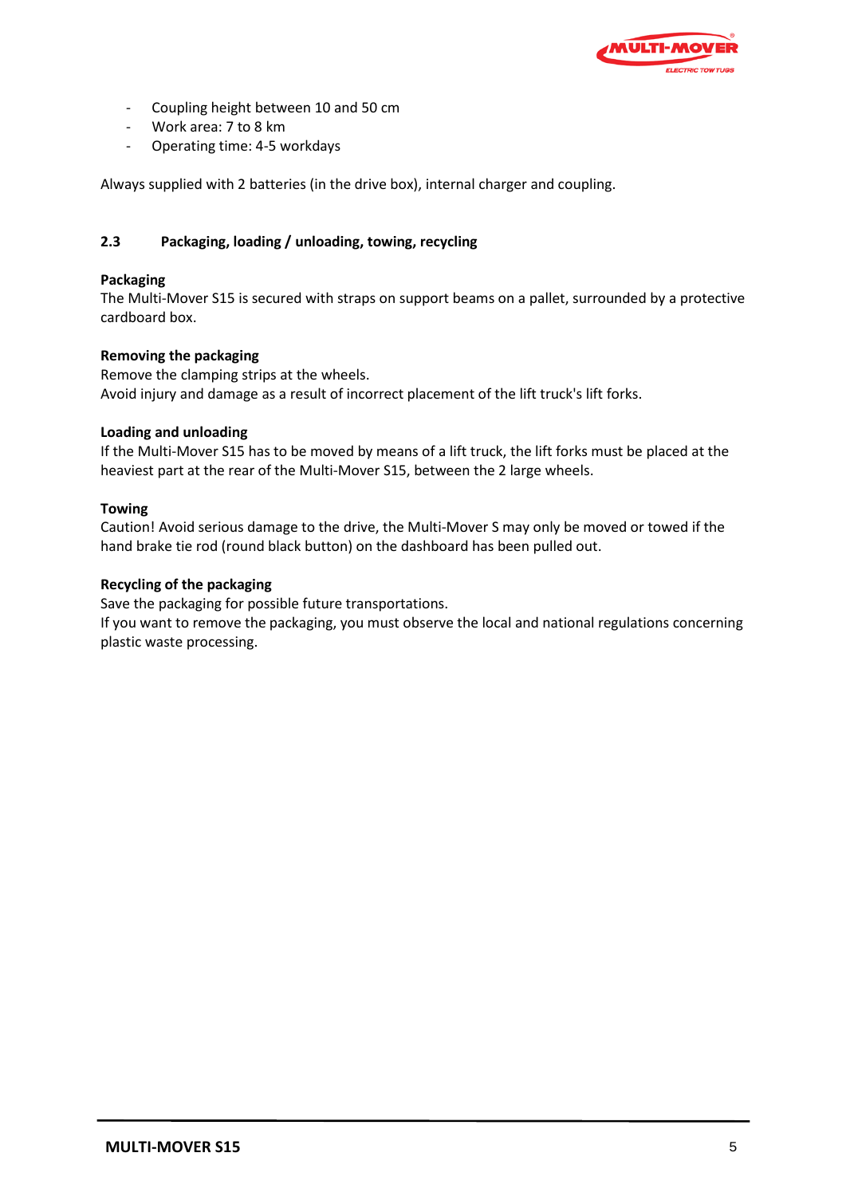- Coupling height between 10 and 50 cm
- Work area: 7 to 8 km
- Operating time: 4-5 workdays

Always supplied with 2 batteries (in the drive box), internal charger and coupling.

### 2.3 Packaging, loading / unloading, towing, recycling

**Packaging**
The Multi-Mover S15 is secured with straps on support beams on a pallet, surrounded by a protective cardboard box.

**Removing the packaging**
Remove the clamping strips at the wheels.
Avoid injury and damage as a result of incorrect placement of the lift truck's lift forks.

**Loading and unloading**
If the Multi-Mover S15 has to be moved by means of a lift truck, the lift forks must be placed at the heaviest part at the rear of the Multi-Mover S15, between the 2 large wheels.

**Towing**
Caution! Avoid serious damage to the drive, the Multi-Mover S may only be moved or towed if the hand brake tie rod (round black button) on the dashboard has been pulled out.

**Recycling of the packaging**
Save the packaging for possible future transportations.
If you want to remove the packaging, you must observe the local and national regulations concerning plastic waste processing.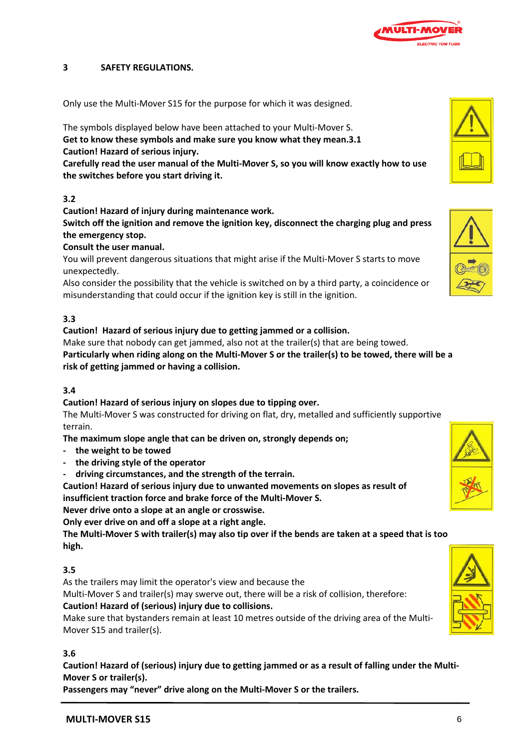## 3 SAFETY REGULATIONS.

Only use the Multi-Mover S15 for the purpose for which it was designed.

The symbols displayed below have been attached to your Multi-Mover S.
**Get to know these symbols and make sure you know what they mean.3.1**
**Caution! Hazard of serious injury.**
**Carefully read the user manual of the Multi-Mover S, so you will know exactly how to use the switches before you start driving it.**

**3.2**
**Caution! Hazard of injury during maintenance work.**
**Switch off the ignition and remove the ignition key, disconnect the charging plug and press the emergency stop.**
**Consult the user manual.**
You will prevent dangerous situations that might arise if the Multi-Mover S starts to move unexpectedly.
Also consider the possibility that the vehicle is switched on by a third party, a coincidence or misunderstanding that could occur if the ignition key is still in the ignition.

**3.3**
**Caution! Hazard of serious injury due to getting jammed or a collision.**
Make sure that nobody can get jammed, also not at the trailer(s) that are being towed.
**Particularly when riding along on the Multi-Mover S or the trailer(s) to be towed, there will be a risk of getting jammed or having a collision.**

**3.4**
**Caution! Hazard of serious injury on slopes due to tipping over.**
The Multi-Mover S was constructed for driving on flat, dry, metalled and sufficiently supportive terrain.
**The maximum slope angle that can be driven on, strongly depends on;**

- **the weight to be towed**
- **the driving style of the operator**
- **driving circumstances, and the strength of the terrain.**

**Caution! Hazard of serious injury due to unwanted movements on slopes as result of insufficient traction force and brake force of the Multi-Mover S.**
**Never drive onto a slope at an angle or crosswise.**
**Only ever drive on and off a slope at a right angle.**
**The Multi-Mover S with trailer(s) may also tip over if the bends are taken at a speed that is too high.**

**3.5**
As the trailers may limit the operator's view and because the
Multi-Mover S and trailer(s) may swerve out, there will be a risk of collision, therefore:
**Caution! Hazard of (serious) injury due to collisions.**
Make sure that bystanders remain at least 10 metres outside of the driving area of the Multi-Mover S15 and trailer(s).

**3.6**
**Caution! Hazard of (serious) injury due to getting jammed or as a result of falling under the Multi-Mover S or trailer(s).**
**Passengers may "never" drive along on the Multi-Mover S or the trailers.**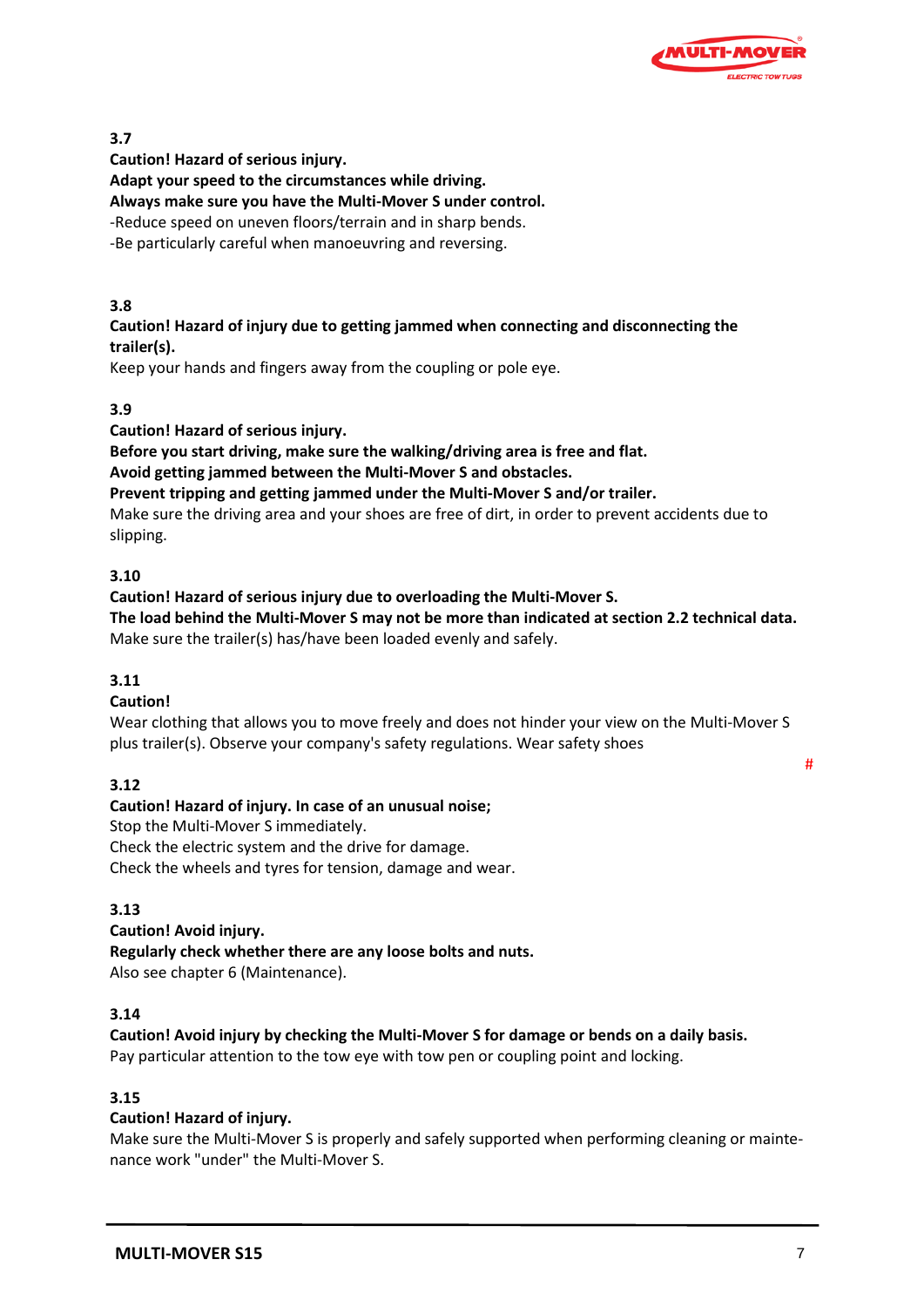**3.7**

**Caution! Hazard of serious injury.**
**Adapt your speed to the circumstances while driving.**
**Always make sure you have the Multi-Mover S under control.**
-Reduce speed on uneven floors/terrain and in sharp bends.
-Be particularly careful when manoeuvring and reversing.

**3.8**

**Caution! Hazard of injury due to getting jammed when connecting and disconnecting the trailer(s).**
Keep your hands and fingers away from the coupling or pole eye.

**3.9**

**Caution! Hazard of serious injury.**
**Before you start driving, make sure the walking/driving area is free and flat.**
**Avoid getting jammed between the Multi-Mover S and obstacles.**
**Prevent tripping and getting jammed under the Multi-Mover S and/or trailer.**
Make sure the driving area and your shoes are free of dirt, in order to prevent accidents due to slipping.

**3.10**

**Caution! Hazard of serious injury due to overloading the Multi-Mover S.**
**The load behind the Multi-Mover S may not be more than indicated at section 2.2 technical data.**
Make sure the trailer(s) has/have been loaded evenly and safely.

**3.11**

**Caution!**
Wear clothing that allows you to move freely and does not hinder your view on the Multi-Mover S plus trailer(s). Observe your company's safety regulations. Wear safety shoes

#

**3.12**

**Caution! Hazard of injury. In case of an unusual noise;**
Stop the Multi-Mover S immediately.
Check the electric system and the drive for damage.
Check the wheels and tyres for tension, damage and wear.

**3.13**

**Caution! Avoid injury.**
**Regularly check whether there are any loose bolts and nuts.**
Also see chapter 6 (Maintenance).

**3.14**

**Caution! Avoid injury by checking the Multi-Mover S for damage or bends on a daily basis.**
Pay particular attention to the tow eye with tow pen or coupling point and locking.

**3.15**

**Caution! Hazard of injury.**
Make sure the Multi-Mover S is properly and safely supported when performing cleaning or maintenance work "under" the Multi-Mover S.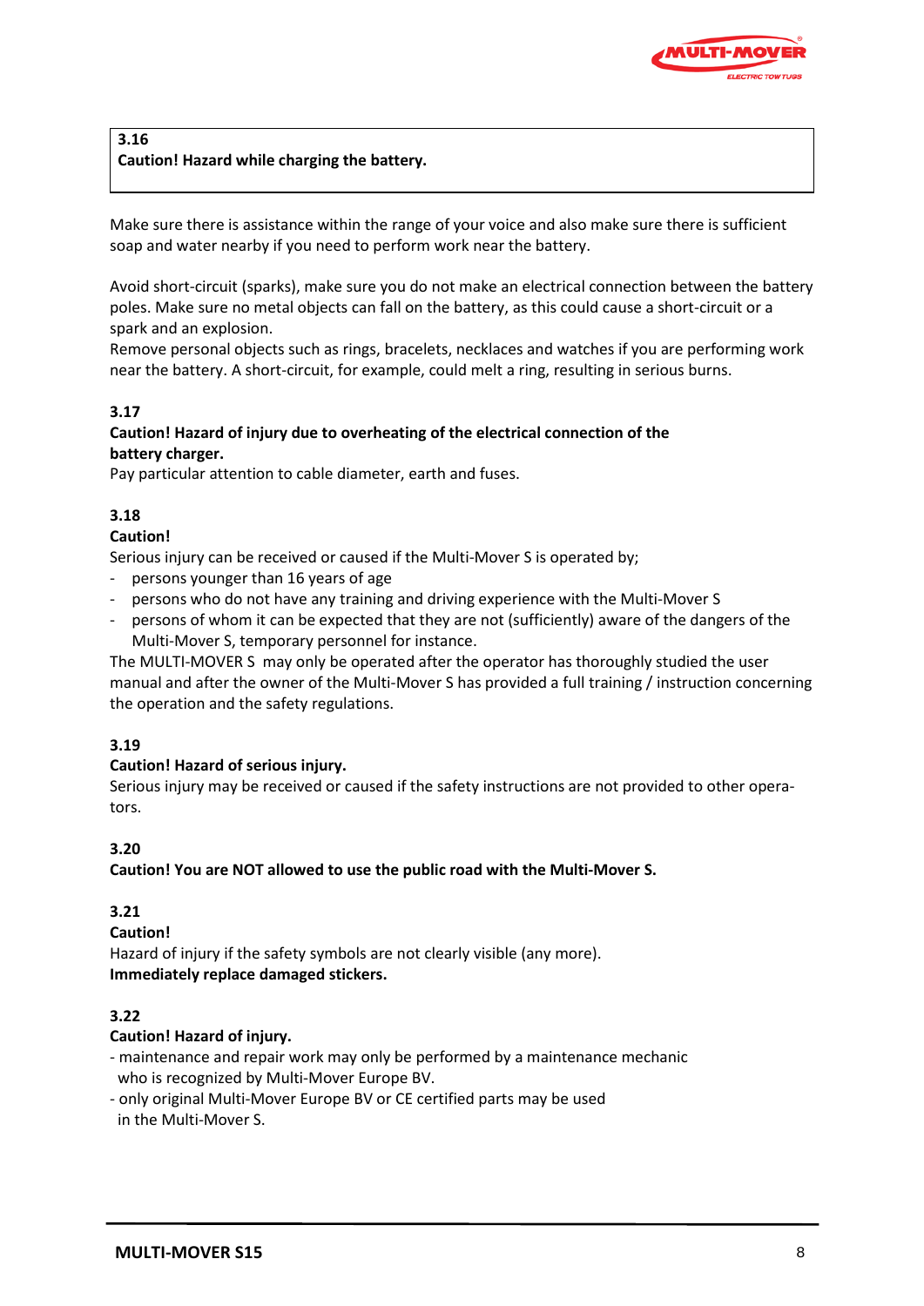**3.16**
**Caution! Hazard while charging the battery.**

Make sure there is assistance within the range of your voice and also make sure there is sufficient soap and water nearby if you need to perform work near the battery.

Avoid short-circuit (sparks), make sure you do not make an electrical connection between the battery poles. Make sure no metal objects can fall on the battery, as this could cause a short-circuit or a spark and an explosion.
Remove personal objects such as rings, bracelets, necklaces and watches if you are performing work near the battery. A short-circuit, for example, could melt a ring, resulting in serious burns.

**3.17**
**Caution! Hazard of injury due to overheating of the electrical connection of the battery charger.**
Pay particular attention to cable diameter, earth and fuses.

**3.18**
**Caution!**
Serious injury can be received or caused if the Multi-Mover S is operated by;
- persons younger than 16 years of age
- persons who do not have any training and driving experience with the Multi-Mover S
- persons of whom it can be expected that they are not (sufficiently) aware of the dangers of the Multi-Mover S, temporary personnel for instance.

The MULTI-MOVER S may only be operated after the operator has thoroughly studied the user manual and after the owner of the Multi-Mover S has provided a full training / instruction concerning the operation and the safety regulations.

**3.19**
**Caution! Hazard of serious injury.**
Serious injury may be received or caused if the safety instructions are not provided to other operators.

**3.20**
**Caution! You are NOT allowed to use the public road with the Multi-Mover S.**

**3.21**
**Caution!**
Hazard of injury if the safety symbols are not clearly visible (any more).
**Immediately replace damaged stickers.**

**3.22**
**Caution! Hazard of injury.**
- maintenance and repair work may only be performed by a maintenance mechanic who is recognized by Multi-Mover Europe BV.
- only original Multi-Mover Europe BV or CE certified parts may be used in the Multi-Mover S.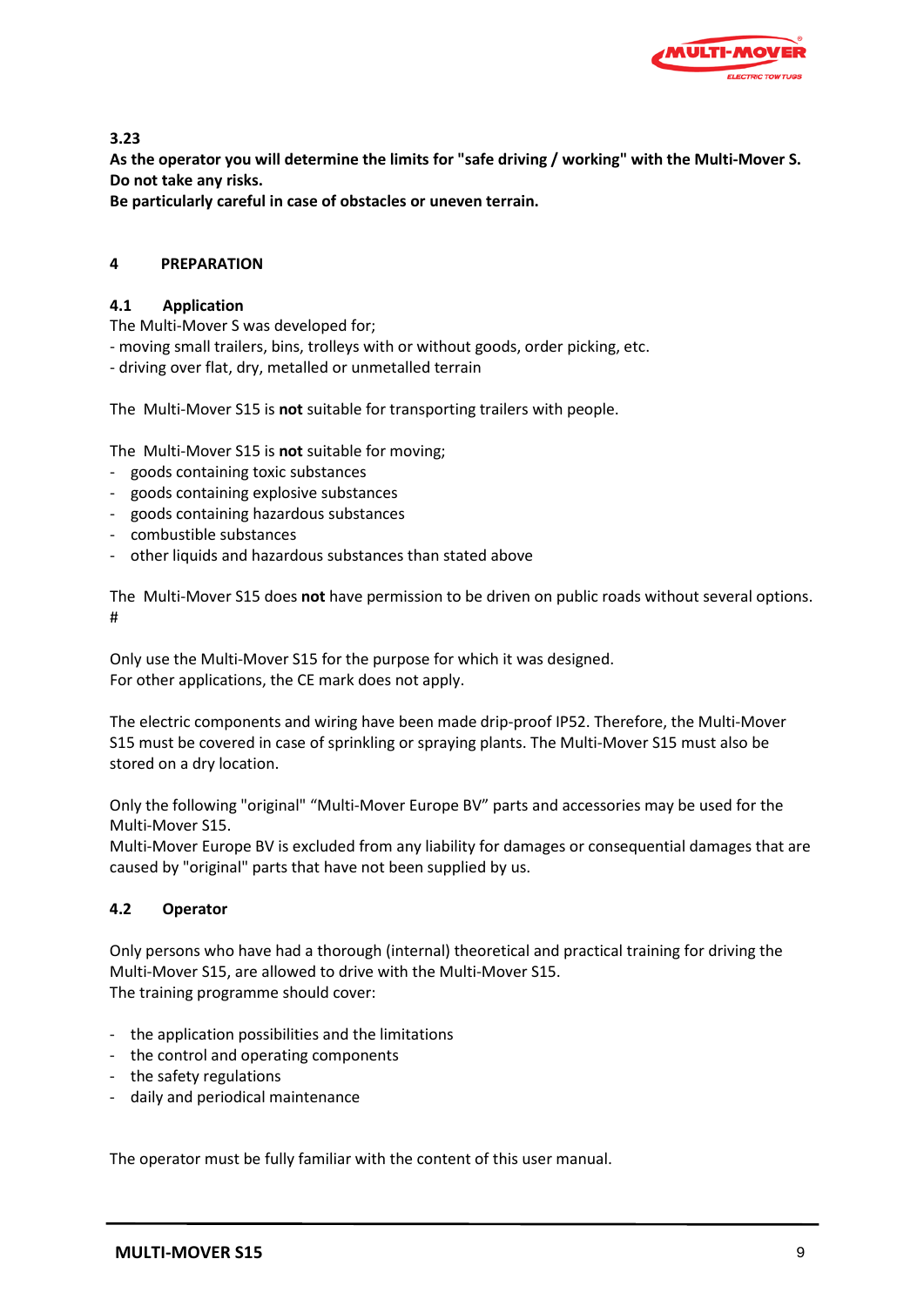**3.23**

**As the operator you will determine the limits for "safe driving / working" with the Multi-Mover S. Do not take any risks.**

**Be particularly careful in case of obstacles or uneven terrain.**

## 4 PREPARATION

### 4.1 Application

The Multi-Mover S was developed for;

- moving small trailers, bins, trolleys with or without goods, order picking, etc.
- driving over flat, dry, metalled or unmetalled terrain

The Multi-Mover S15 is **not** suitable for transporting trailers with people.

The Multi-Mover S15 is **not** suitable for moving;

- goods containing toxic substances
- goods containing explosive substances
- goods containing hazardous substances
- combustible substances
- other liquids and hazardous substances than stated above

The Multi-Mover S15 does **not** have permission to be driven on public roads without several options.
#

Only use the Multi-Mover S15 for the purpose for which it was designed.
For other applications, the CE mark does not apply.

The electric components and wiring have been made drip-proof IP52. Therefore, the Multi-Mover S15 must be covered in case of sprinkling or spraying plants. The Multi-Mover S15 must also be stored on a dry location.

Only the following "original" “Multi-Mover Europe BV” parts and accessories may be used for the Multi-Mover S15.
Multi-Mover Europe BV is excluded from any liability for damages or consequential damages that are caused by "original" parts that have not been supplied by us.

### 4.2 Operator

Only persons who have had a thorough (internal) theoretical and practical training for driving the Multi-Mover S15, are allowed to drive with the Multi-Mover S15.
The training programme should cover:

- the application possibilities and the limitations
- the control and operating components
- the safety regulations
- daily and periodical maintenance

The operator must be fully familiar with the content of this user manual.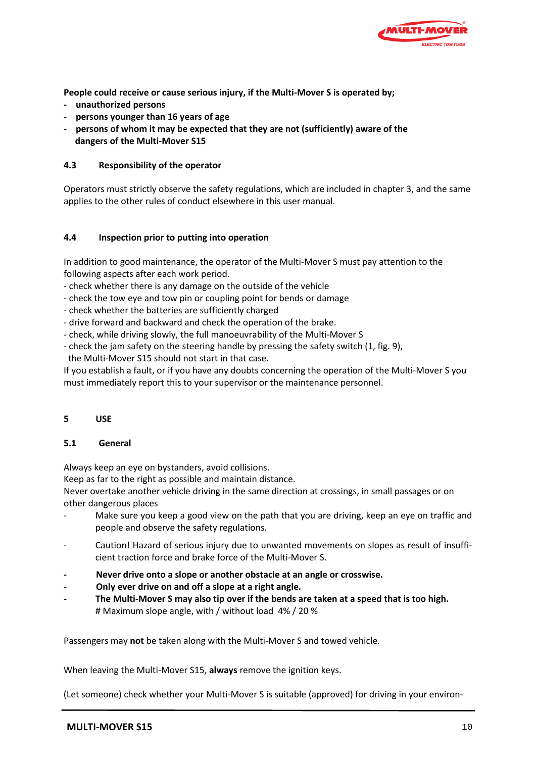**People could receive or cause serious injury, if the Multi-Mover S is operated by;**

- **unauthorized persons**
- **persons younger than 16 years of age**
- **persons of whom it may be expected that they are not (sufficiently) aware of the dangers of the Multi-Mover S15**

### 4.3 Responsibility of the operator

Operators must strictly observe the safety regulations, which are included in chapter 3, and the same applies to the other rules of conduct elsewhere in this user manual.

### 4.4 Inspection prior to putting into operation

In addition to good maintenance, the operator of the Multi-Mover S must pay attention to the following aspects after each work period.

- check whether there is any damage on the outside of the vehicle
- check the tow eye and tow pin or coupling point for bends or damage
- check whether the batteries are sufficiently charged
- drive forward and backward and check the operation of the brake.
- check, while driving slowly, the full manoeuvrability of the Multi-Mover S
- check the jam safety on the steering handle by pressing the safety switch (1, fig. 9), the Multi-Mover S15 should not start in that case.

If you establish a fault, or if you have any doubts concerning the operation of the Multi-Mover S you must immediately report this to your supervisor or the maintenance personnel.

## 5 USE

### 5.1 General

Always keep an eye on bystanders, avoid collisions.
Keep as far to the right as possible and maintain distance.
Never overtake another vehicle driving in the same direction at crossings, in small passages or on other dangerous places

- Make sure you keep a good view on the path that you are driving, keep an eye on traffic and people and observe the safety regulations.
- Caution! Hazard of serious injury due to unwanted movements on slopes as result of insufficient traction force and brake force of the Multi-Mover S.
- **Never drive onto a slope or another obstacle at an angle or crosswise.**
- **Only ever drive on and off a slope at a right angle.**
- **The Multi-Mover S may also tip over if the bends are taken at a speed that is too high.**
  # Maximum slope angle, with / without load 4% / 20 %

Passengers may **not** be taken along with the Multi-Mover S and towed vehicle.

When leaving the Multi-Mover S15, **always** remove the ignition keys.

(Let someone) check whether your Multi-Mover S is suitable (approved) for driving in your environ-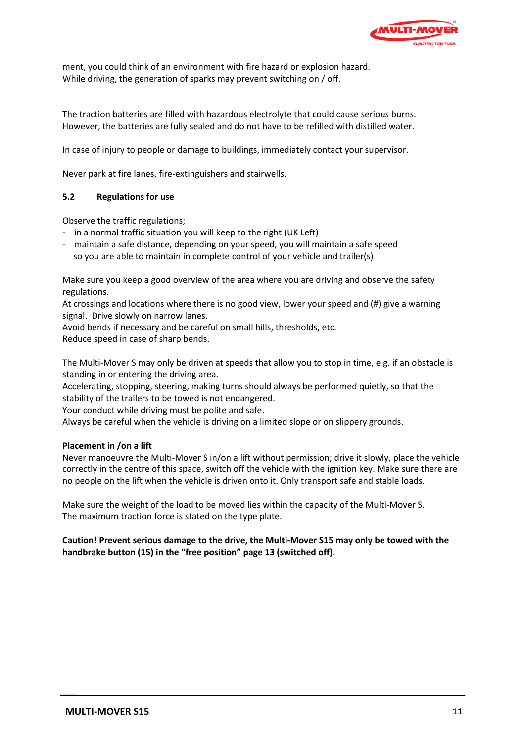ment, you could think of an environment with fire hazard or explosion hazard.
While driving, the generation of sparks may prevent switching on / off.

The traction batteries are filled with hazardous electrolyte that could cause serious burns. However, the batteries are fully sealed and do not have to be refilled with distilled water.

In case of injury to people or damage to buildings, immediately contact your supervisor.

Never park at fire lanes, fire-extinguishers and stairwells.

### 5.2 Regulations for use

Observe the traffic regulations;

- in a normal traffic situation you will keep to the right (UK Left)
- maintain a safe distance, depending on your speed, you will maintain a safe speed so you are able to maintain in complete control of your vehicle and trailer(s)

Make sure you keep a good overview of the area where you are driving and observe the safety regulations.
At crossings and locations where there is no good view, lower your speed and (#) give a warning signal. Drive slowly on narrow lanes.
Avoid bends if necessary and be careful on small hills, thresholds, etc.
Reduce speed in case of sharp bends.

The Multi-Mover S may only be driven at speeds that allow you to stop in time, e.g. if an obstacle is standing in or entering the driving area.
Accelerating, stopping, steering, making turns should always be performed quietly, so that the stability of the trailers to be towed is not endangered.
Your conduct while driving must be polite and safe.
Always be careful when the vehicle is driving on a limited slope or on slippery grounds.

**Placement in /on a lift**
Never manoeuvre the Multi-Mover S in/on a lift without permission; drive it slowly, place the vehicle correctly in the centre of this space, switch off the vehicle with the ignition key. Make sure there are no people on the lift when the vehicle is driven onto it. Only transport safe and stable loads.

Make sure the weight of the load to be moved lies within the capacity of the Multi-Mover S.
The maximum traction force is stated on the type plate.

**Caution! Prevent serious damage to the drive, the Multi-Mover S15 may only be towed with the handbrake button (15) in the "free position" page 13 (switched off).**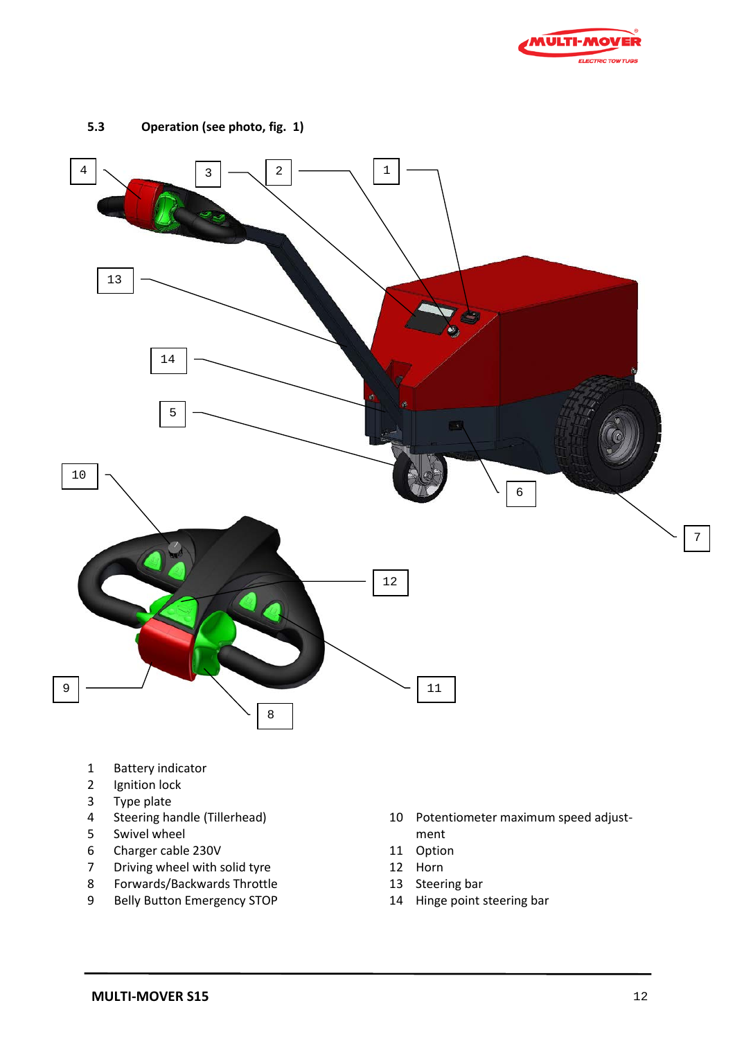### 5.3 Operation (see photo, fig. 1)

1 Battery indicator
2 Ignition lock
3 Type plate
4 Steering handle (Tillerhead)
5 Swivel wheel
6 Charger cable 230V
7 Driving wheel with solid tyre
8 Forwards/Backwards Throttle
9 Belly Button Emergency STOP
10 Potentiometer maximum speed adjustment
11 Option
12 Horn
13 Steering bar
14 Hinge point steering bar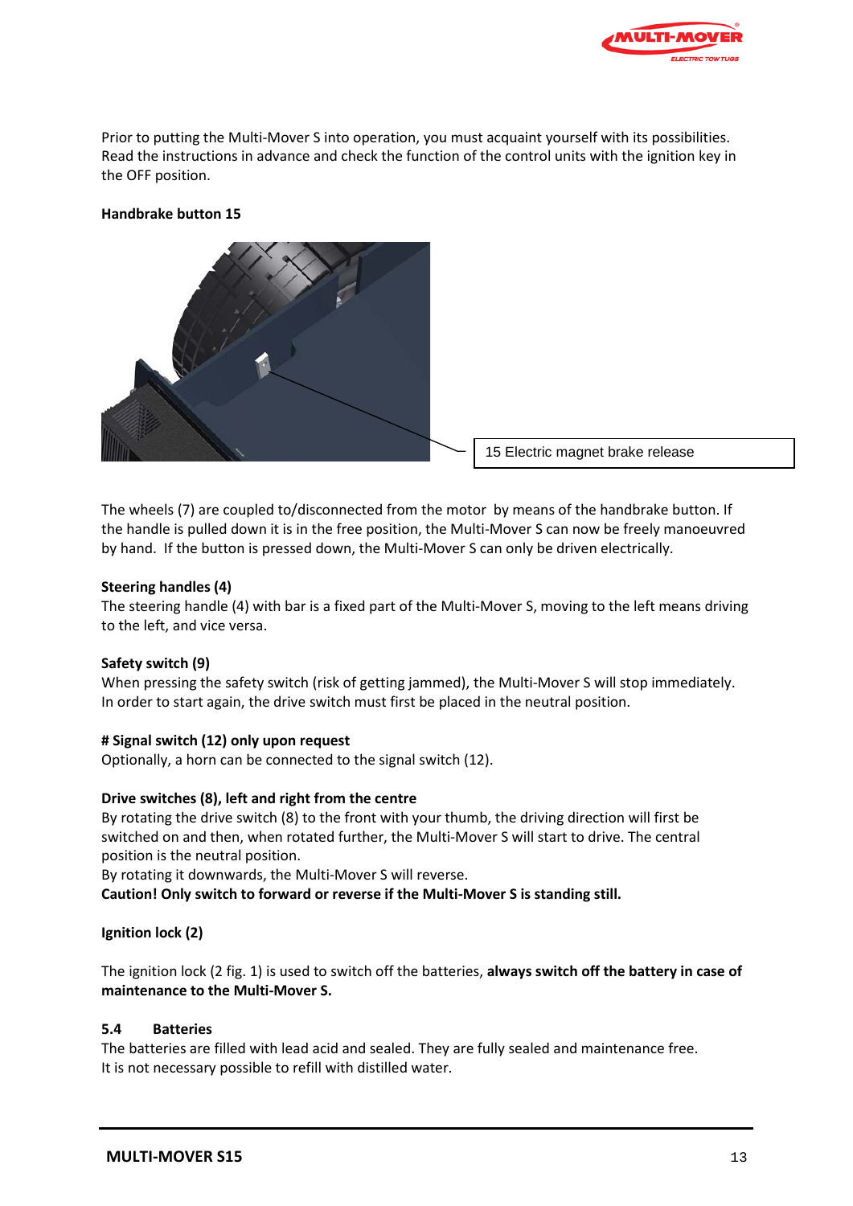Prior to putting the Multi-Mover S into operation, you must acquaint yourself with its possibilities. Read the instructions in advance and check the function of the control units with the ignition key in the OFF position.

**Handbrake button 15**

15 Electric magnet brake release

The wheels (7) are coupled to/disconnected from the motor by means of the handbrake button. If the handle is pulled down it is in the free position, the Multi-Mover S can now be freely manoeuvred by hand. If the button is pressed down, the Multi-Mover S can only be driven electrically.

**Steering handles (4)**

The steering handle (4) with bar is a fixed part of the Multi-Mover S, moving to the left means driving to the left, and vice versa.

**Safety switch (9)**

When pressing the safety switch (risk of getting jammed), the Multi-Mover S will stop immediately. In order to start again, the drive switch must first be placed in the neutral position.

**# Signal switch (12) only upon request**

Optionally, a horn can be connected to the signal switch (12).

**Drive switches (8), left and right from the centre**

By rotating the drive switch (8) to the front with your thumb, the driving direction will first be switched on and then, when rotated further, the Multi-Mover S will start to drive. The central position is the neutral position.

By rotating it downwards, the Multi-Mover S will reverse.

**Caution! Only switch to forward or reverse if the Multi-Mover S is standing still.**

**Ignition lock (2)**

The ignition lock (2 fig. 1) is used to switch off the batteries, **always switch off the battery in case of maintenance to the Multi-Mover S.**

## 5.4 Batteries

The batteries are filled with lead acid and sealed. They are fully sealed and maintenance free. It is not necessary possible to refill with distilled water.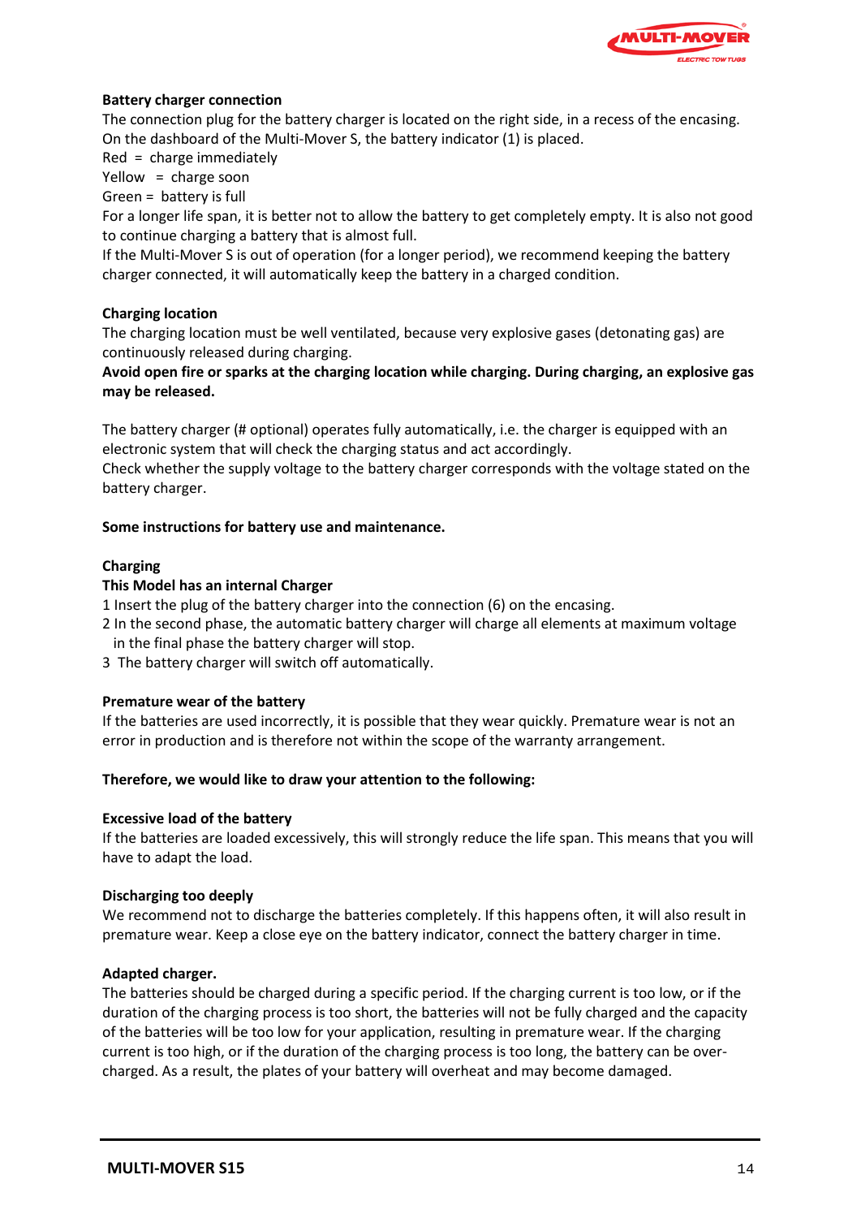**Battery charger connection**

The connection plug for the battery charger is located on the right side, in a recess of the encasing. On the dashboard of the Multi-Mover S, the battery indicator (1) is placed.

Red = charge immediately

Yellow = charge soon

Green = battery is full

For a longer life span, it is better not to allow the battery to get completely empty. It is also not good to continue charging a battery that is almost full.

If the Multi-Mover S is out of operation (for a longer period), we recommend keeping the battery charger connected, it will automatically keep the battery in a charged condition.

**Charging location**

The charging location must be well ventilated, because very explosive gases (detonating gas) are continuously released during charging.

**Avoid open fire or sparks at the charging location while charging. During charging, an explosive gas may be released.**

The battery charger (# optional) operates fully automatically, i.e. the charger is equipped with an electronic system that will check the charging status and act accordingly.

Check whether the supply voltage to the battery charger corresponds with the voltage stated on the battery charger.

**Some instructions for battery use and maintenance.**

**Charging**

**This Model has an internal Charger**

1 Insert the plug of the battery charger into the connection (6) on the encasing.

2 In the second phase, the automatic battery charger will charge all elements at maximum voltage in the final phase the battery charger will stop.

3 The battery charger will switch off automatically.

**Premature wear of the battery**

If the batteries are used incorrectly, it is possible that they wear quickly. Premature wear is not an error in production and is therefore not within the scope of the warranty arrangement.

**Therefore, we would like to draw your attention to the following:**

**Excessive load of the battery**

If the batteries are loaded excessively, this will strongly reduce the life span. This means that you will have to adapt the load.

**Discharging too deeply**

We recommend not to discharge the batteries completely. If this happens often, it will also result in premature wear. Keep a close eye on the battery indicator, connect the battery charger in time.

**Adapted charger.**

The batteries should be charged during a specific period. If the charging current is too low, or if the duration of the charging process is too short, the batteries will not be fully charged and the capacity of the batteries will be too low for your application, resulting in premature wear. If the charging current is too high, or if the duration of the charging process is too long, the battery can be over-charged. As a result, the plates of your battery will overheat and may become damaged.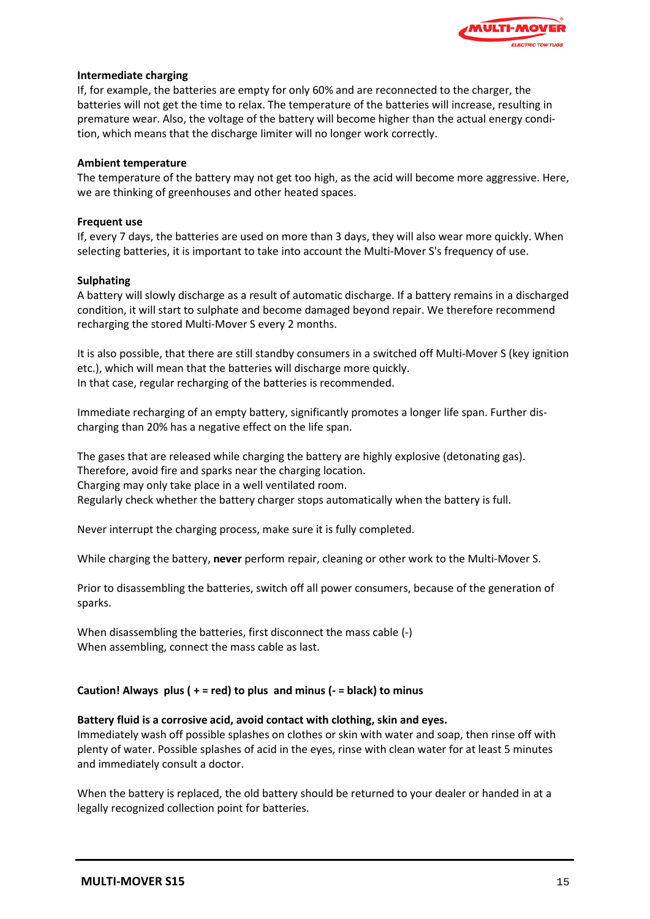**Intermediate charging**

If, for example, the batteries are empty for only 60% and are reconnected to the charger, the batteries will not get the time to relax. The temperature of the batteries will increase, resulting in premature wear. Also, the voltage of the battery will become higher than the actual energy condition, which means that the discharge limiter will no longer work correctly.

**Ambient temperature**

The temperature of the battery may not get too high, as the acid will become more aggressive. Here, we are thinking of greenhouses and other heated spaces.

**Frequent use**

If, every 7 days, the batteries are used on more than 3 days, they will also wear more quickly. When selecting batteries, it is important to take into account the Multi-Mover S's frequency of use.

**Sulphating**

A battery will slowly discharge as a result of automatic discharge. If a battery remains in a discharged condition, it will start to sulphate and become damaged beyond repair. We therefore recommend recharging the stored Multi-Mover S every 2 months.

It is also possible, that there are still standby consumers in a switched off Multi-Mover S (key ignition etc.), which will mean that the batteries will discharge more quickly.
In that case, regular recharging of the batteries is recommended.

Immediate recharging of an empty battery, significantly promotes a longer life span. Further discharging than 20% has a negative effect on the life span.

The gases that are released while charging the battery are highly explosive (detonating gas).
Therefore, avoid fire and sparks near the charging location.
Charging may only take place in a well ventilated room.
Regularly check whether the battery charger stops automatically when the battery is full.

Never interrupt the charging process, make sure it is fully completed.

While charging the battery, **never** perform repair, cleaning or other work to the Multi-Mover S.

Prior to disassembling the batteries, switch off all power consumers, because of the generation of sparks.

When disassembling the batteries, first disconnect the mass cable (-)
When assembling, connect the mass cable as last.

**Caution! Always plus ( + = red) to plus and minus (- = black) to minus**

**Battery fluid is a corrosive acid, avoid contact with clothing, skin and eyes.**
Immediately wash off possible splashes on clothes or skin with water and soap, then rinse off with plenty of water. Possible splashes of acid in the eyes, rinse with clean water for at least 5 minutes and immediately consult a doctor.

When the battery is replaced, the old battery should be returned to your dealer or handed in at a legally recognized collection point for batteries.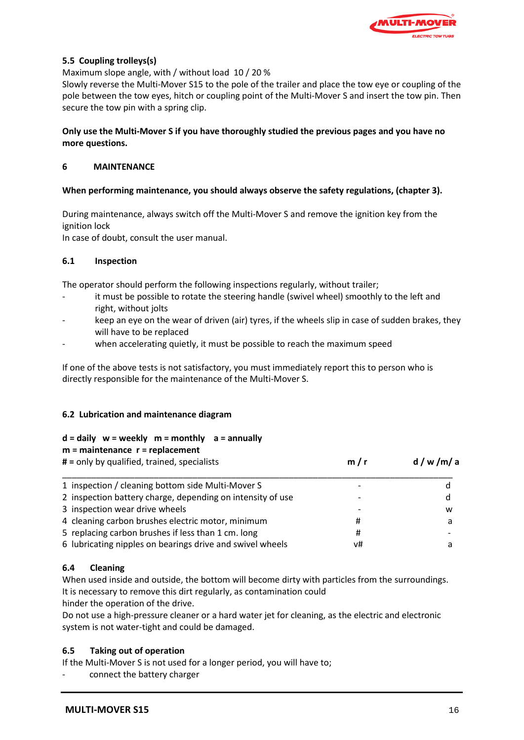**5.5 Coupling trolleys(s)**

Maximum slope angle, with / without load 10 / 20 %

Slowly reverse the Multi-Mover S15 to the pole of the trailer and place the tow eye or coupling of the pole between the tow eyes, hitch or coupling point of the Multi-Mover S and insert the tow pin. Then secure the tow pin with a spring clip.

**Only use the Multi-Mover S if you have thoroughly studied the previous pages and you have no more questions.**

## 6 MAINTENANCE

**When performing maintenance, you should always observe the safety regulations, (chapter 3).**

During maintenance, always switch off the Multi-Mover S and remove the ignition key from the ignition lock

In case of doubt, consult the user manual.

### 6.1 Inspection

The operator should perform the following inspections regularly, without trailer;

- it must be possible to rotate the steering handle (swivel wheel) smoothly to the left and right, without jolts
- keep an eye on the wear of driven (air) tyres, if the wheels slip in case of sudden brakes, they will have to be replaced
- when accelerating quietly, it must be possible to reach the maximum speed

If one of the above tests is not satisfactory, you must immediately report this to person who is directly responsible for the maintenance of the Multi-Mover S.

### 6.2 Lubrication and maintenance diagram

**d = daily w = weekly m = monthly a = annually**
**m = maintenance r = replacement**
**#** = only by qualified, trained, specialists

| | **m / r** | **d / w /m/ a** |
|---|---|---|
| 1 inspection / cleaning bottom side Multi-Mover S | - | d |
| 2 inspection battery charge, depending on intensity of use | - | d |
| 3 inspection wear drive wheels | - | w |
| 4 cleaning carbon brushes electric motor, minimum | # | a |
| 5 replacing carbon brushes if less than 1 cm. long | # | - |
| 6 lubricating nipples on bearings drive and swivel wheels | v# | a |

### 6.4 Cleaning

When used inside and outside, the bottom will become dirty with particles from the surroundings. It is necessary to remove this dirt regularly, as contamination could hinder the operation of the drive.

Do not use a high-pressure cleaner or a hard water jet for cleaning, as the electric and electronic system is not water-tight and could be damaged.

### 6.5 Taking out of operation

If the Multi-Mover S is not used for a longer period, you will have to;

- connect the battery charger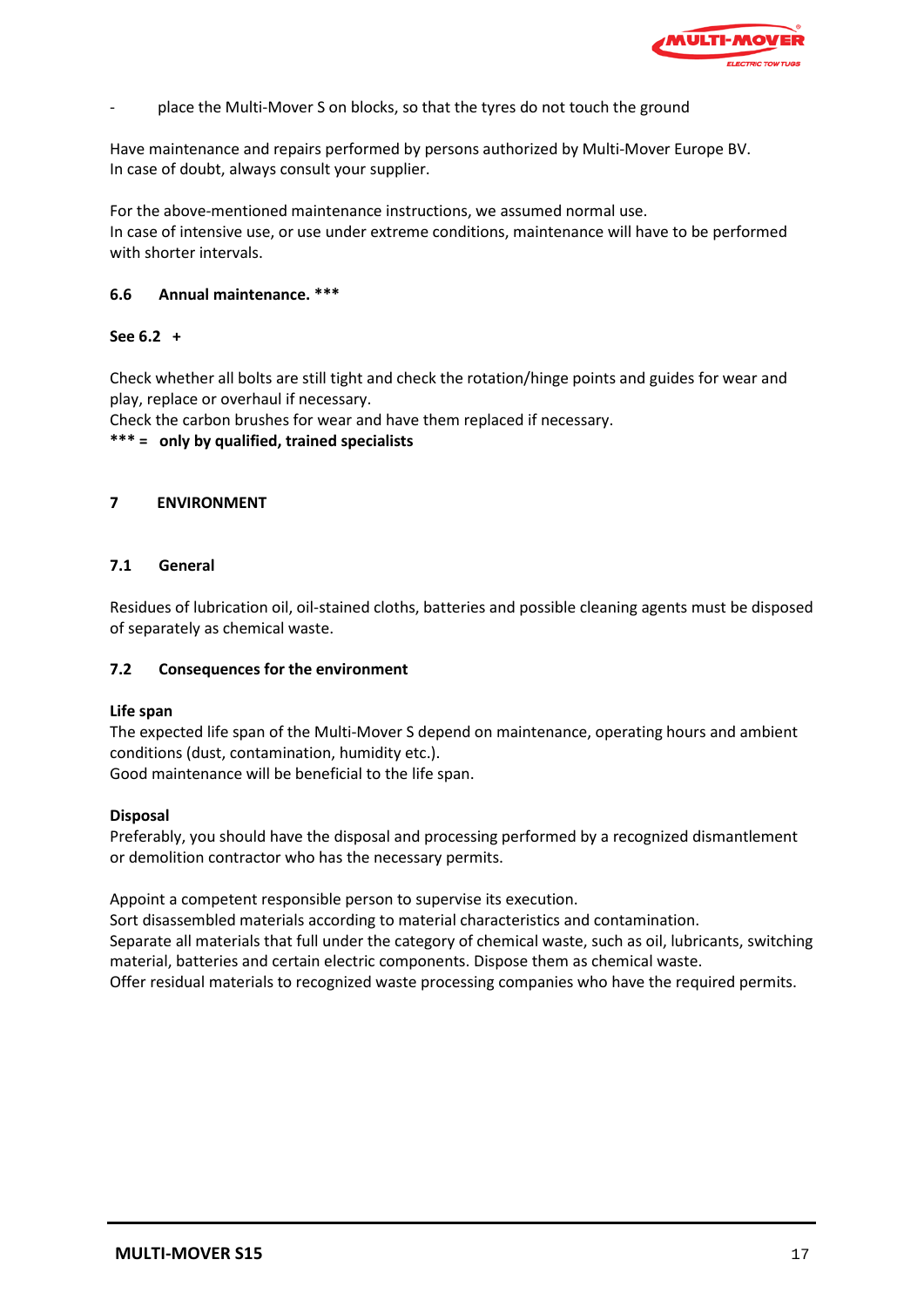- place the Multi-Mover S on blocks, so that the tyres do not touch the ground

Have maintenance and repairs performed by persons authorized by Multi-Mover Europe BV.
In case of doubt, always consult your supplier.

For the above-mentioned maintenance instructions, we assumed normal use.
In case of intensive use, or use under extreme conditions, maintenance will have to be performed with shorter intervals.

### 6.6 Annual maintenance. ***

**See 6.2 +**

Check whether all bolts are still tight and check the rotation/hinge points and guides for wear and play, replace or overhaul if necessary.
Check the carbon brushes for wear and have them replaced if necessary.
**\*\*\* = only by qualified, trained specialists**

## 7 ENVIRONMENT

### 7.1 General

Residues of lubrication oil, oil-stained cloths, batteries and possible cleaning agents must be disposed of separately as chemical waste.

### 7.2 Consequences for the environment

**Life span**
The expected life span of the Multi-Mover S depend on maintenance, operating hours and ambient conditions (dust, contamination, humidity etc.).
Good maintenance will be beneficial to the life span.

**Disposal**
Preferably, you should have the disposal and processing performed by a recognized dismantlement or demolition contractor who has the necessary permits.

Appoint a competent responsible person to supervise its execution.
Sort disassembled materials according to material characteristics and contamination.
Separate all materials that full under the category of chemical waste, such as oil, lubricants, switching material, batteries and certain electric components. Dispose them as chemical waste.
Offer residual materials to recognized waste processing companies who have the required permits.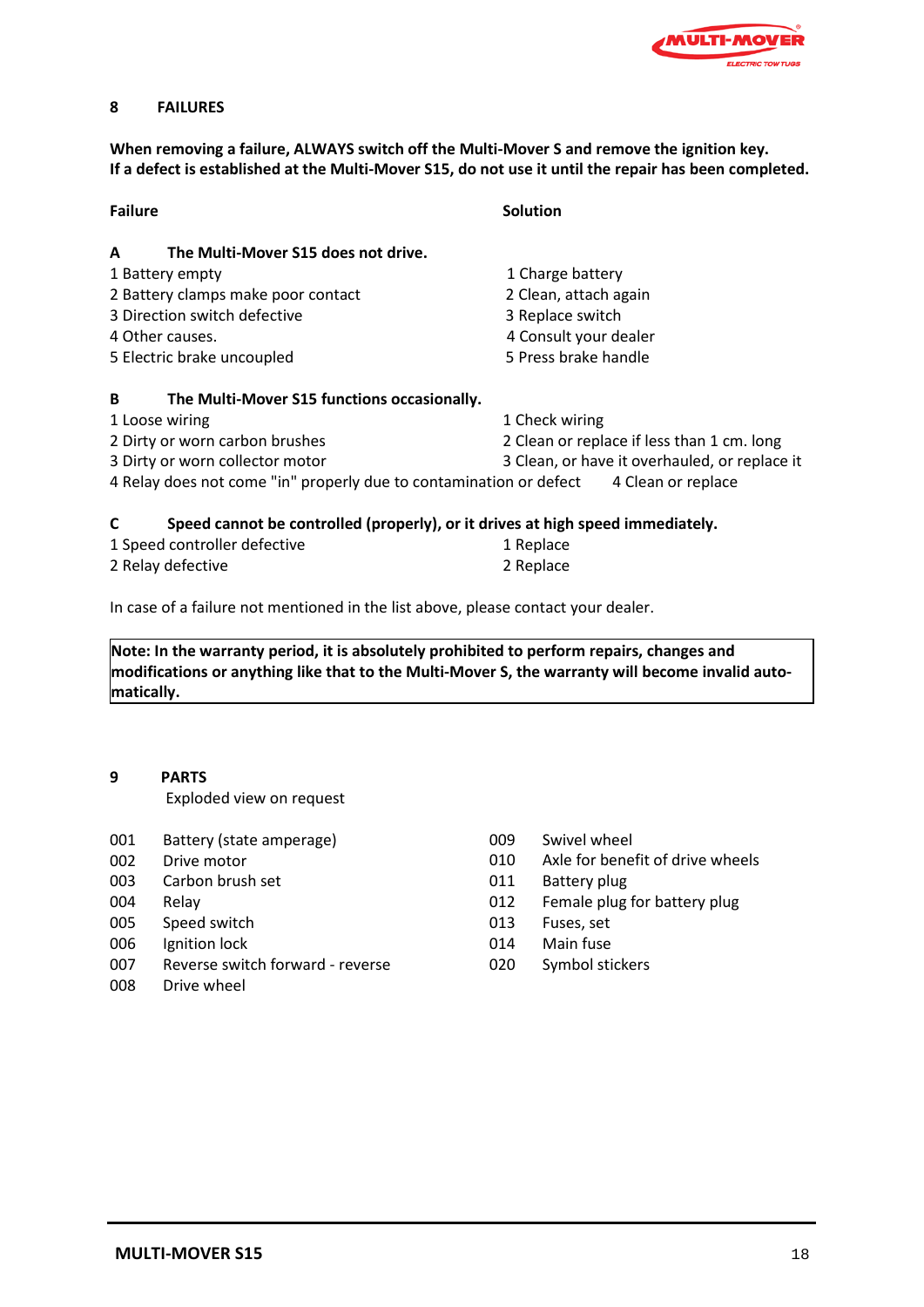## 8 FAILURES

**When removing a failure, ALWAYS switch off the Multi-Mover S and remove the ignition key.**
**If a defect is established at the Multi-Mover S15, do not use it until the repair has been completed.**

| Failure | Solution |
|---|---|
| **A The Multi-Mover S15 does not drive.** | |
| 1 Battery empty | 1 Charge battery |
| 2 Battery clamps make poor contact | 2 Clean, attach again |
| 3 Direction switch defective | 3 Replace switch |
| 4 Other causes. | 4 Consult your dealer |
| 5 Electric brake uncoupled | 5 Press brake handle |
| **B The Multi-Mover S15 functions occasionally.** | |
| 1 Loose wiring | 1 Check wiring |
| 2 Dirty or worn carbon brushes | 2 Clean or replace if less than 1 cm. long |
| 3 Dirty or worn collector motor | 3 Clean, or have it overhauled, or replace it |
| 4 Relay does not come "in" properly due to contamination or defect | 4 Clean or replace |
| **C Speed cannot be controlled (properly), or it drives at high speed immediately.** | |
| 1 Speed controller defective | 1 Replace |
| 2 Relay defective | 2 Replace |

In case of a failure not mentioned in the list above, please contact your dealer.

**Note: In the warranty period, it is absolutely prohibited to perform repairs, changes and modifications or anything like that to the Multi-Mover S, the warranty will become invalid automatically.**

## 9 PARTS

Exploded view on request

| No. | Part |
|---|---|
| 001 | Battery (state amperage) |
| 002 | Drive motor |
| 003 | Carbon brush set |
| 004 | Relay |
| 005 | Speed switch |
| 006 | Ignition lock |
| 007 | Reverse switch forward - reverse |
| 008 | Drive wheel |
| 009 | Swivel wheel |
| 010 | Axle for benefit of drive wheels |
| 011 | Battery plug |
| 012 | Female plug for battery plug |
| 013 | Fuses, set |
| 014 | Main fuse |
| 020 | Symbol stickers |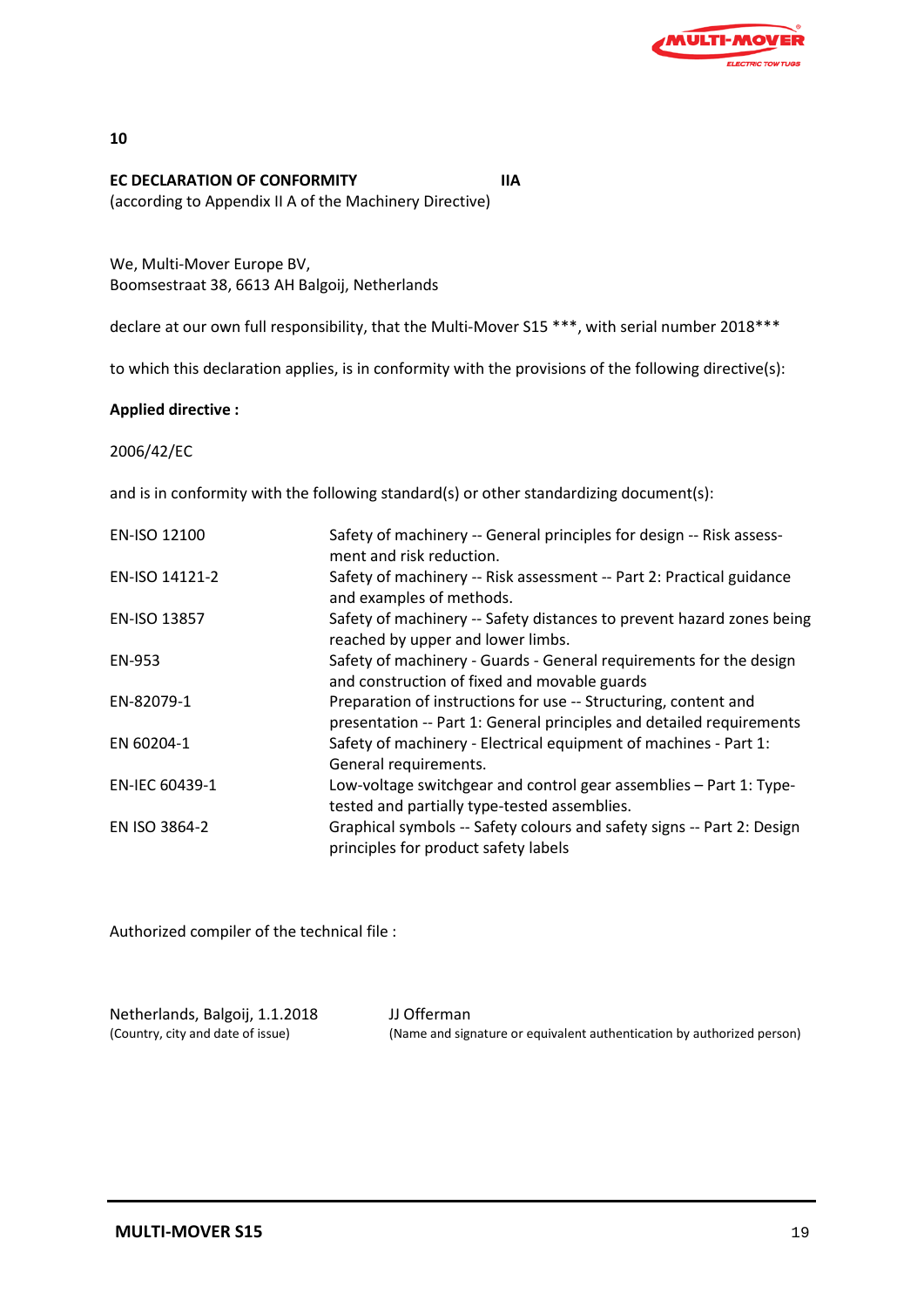# 10

**EC DECLARATION OF CONFORMITY IIA**

(according to Appendix II A of the Machinery Directive)

We, Multi-Mover Europe BV,
Boomsestraat 38, 6613 AH Balgoij, Netherlands

declare at our own full responsibility, that the Multi-Mover S15 ***, with serial number 2018***

to which this declaration applies, is in conformity with the provisions of the following directive(s):

**Applied directive :**

2006/42/EC

and is in conformity with the following standard(s) or other standardizing document(s):

| | |
|---|---|
| EN-ISO 12100 | Safety of machinery -- General principles for design -- Risk assessment and risk reduction. |
| EN-ISO 14121-2 | Safety of machinery -- Risk assessment -- Part 2: Practical guidance and examples of methods. |
| EN-ISO 13857 | Safety of machinery -- Safety distances to prevent hazard zones being reached by upper and lower limbs. |
| EN-953 | Safety of machinery - Guards - General requirements for the design and construction of fixed and movable guards |
| EN-82079-1 | Preparation of instructions for use -- Structuring, content and presentation -- Part 1: General principles and detailed requirements |
| EN 60204-1 | Safety of machinery - Electrical equipment of machines - Part 1: General requirements. |
| EN-IEC 60439-1 | Low-voltage switchgear and control gear assemblies – Part 1: Type-tested and partially type-tested assemblies. |
| EN ISO 3864-2 | Graphical symbols -- Safety colours and safety signs -- Part 2: Design principles for product safety labels |

Authorized compiler of the technical file :

Netherlands, Balgoij, 1.1.2018
(Country, city and date of issue)

JJ Offerman
(Name and signature or equivalent authentication by authorized person)